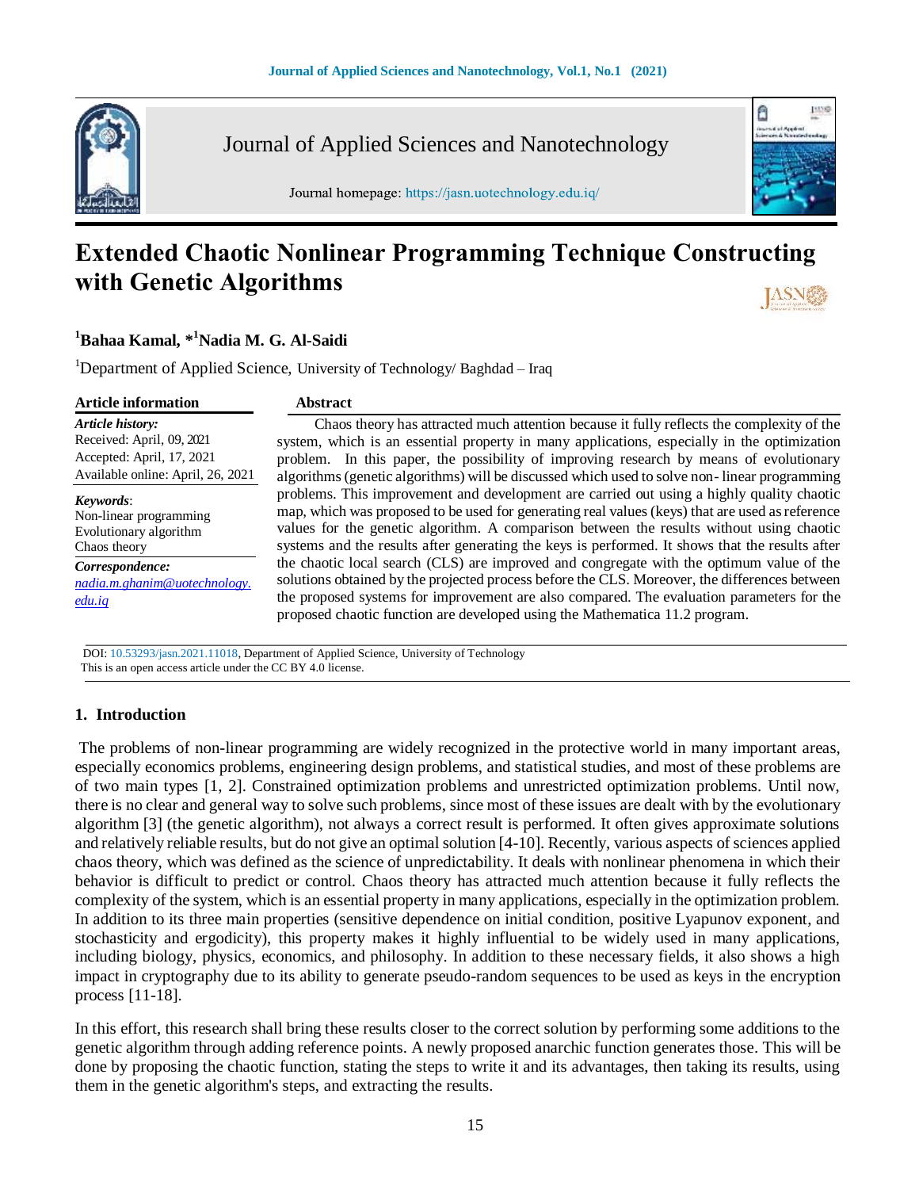Journal of Applied Sciences and Nanotechnology

Journal homepage: https://jasn.uotechnology.edu.iq/

# Extended Chaotic Nonlinear Programming Technique Constructing with Genetic Algorithms

[1]Bahaa Kamal, *[1]Nadia M. G. Al-Saidi

[1]Department of Applied Science, University of Technology/ Baghdad – Iraq

**Article information**

***Article history:***
Received: April, 09, 2021
Accepted: April, 17, 2021
Available online: April, 26, 2021

***Keywords*:**
Non-linear programming
Evolutionary algorithm
Chaos theory

***Correspondence:***
*nadia.m.ghanim@uotechnology.edu.iq*

**Abstract**

Chaos theory has attracted much attention because it fully reflects the complexity of the system, which is an essential property in many applications, especially in the optimization problem. In this paper, the possibility of improving research by means of evolutionary algorithms (genetic algorithms) will be discussed which used to solve non- linear programming problems. This improvement and development are carried out using a highly quality chaotic map, which was proposed to be used for generating real values (keys) that are used as reference values for the genetic algorithm. A comparison between the results without using chaotic systems and the results after generating the keys is performed. It shows that the results after the chaotic local search (CLS) are improved and congregate with the optimum value of the solutions obtained by the projected process before the CLS. Moreover, the differences between the proposed systems for improvement are also compared. The evaluation parameters for the proposed chaotic function are developed using the Mathematica 11.2 program.

DOI: 10.53293/jasn.2021.11018, Department of Applied Science, University of Technology
This is an open access article under the CC BY 4.0 license.

## 1. Introduction

The problems of non-linear programming are widely recognized in the protective world in many important areas, especially economics problems, engineering design problems, and statistical studies, and most of these problems are of two main types [1, 2]. Constrained optimization problems and unrestricted optimization problems. Until now, there is no clear and general way to solve such problems, since most of these issues are dealt with by the evolutionary algorithm [3] (the genetic algorithm), not always a correct result is performed. It often gives approximate solutions and relatively reliable results, but do not give an optimal solution [4-10]. Recently, various aspects of sciences applied chaos theory, which was defined as the science of unpredictability. It deals with nonlinear phenomena in which their behavior is difficult to predict or control. Chaos theory has attracted much attention because it fully reflects the complexity of the system, which is an essential property in many applications, especially in the optimization problem. In addition to its three main properties (sensitive dependence on initial condition, positive Lyapunov exponent, and stochasticity and ergodicity), this property makes it highly influential to be widely used in many applications, including biology, physics, economics, and philosophy. In addition to these necessary fields, it also shows a high impact in cryptography due to its ability to generate pseudo-random sequences to be used as keys in the encryption process [11-18].

In this effort, this research shall bring these results closer to the correct solution by performing some additions to the genetic algorithm through adding reference points. A newly proposed anarchic function generates those. This will be done by proposing the chaotic function, stating the steps to write it and its advantages, then taking its results, using them in the genetic algorithm's steps, and extracting the results.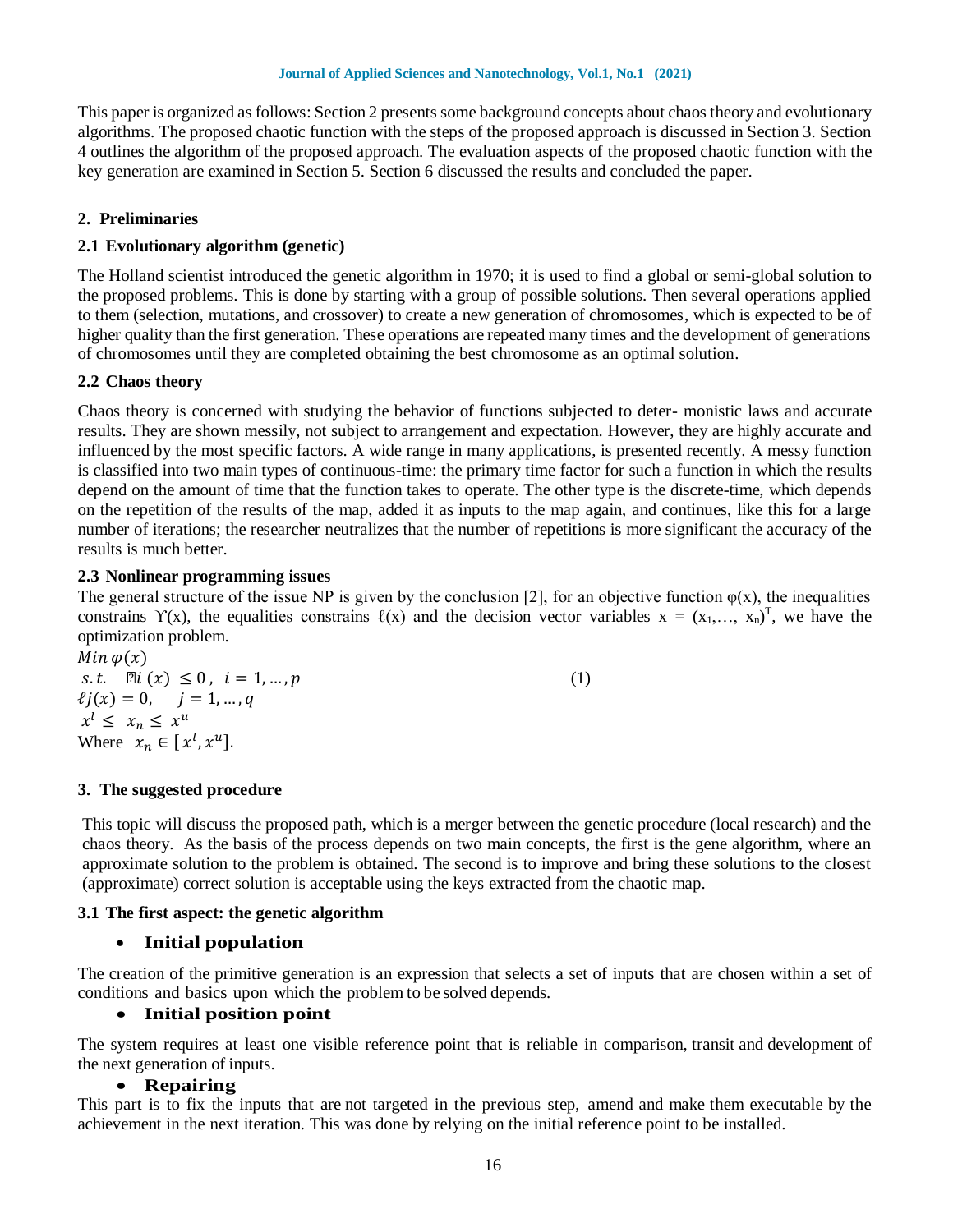This paper is organized as follows: Section 2 presents some background concepts about chaos theory and evolutionary algorithms. The proposed chaotic function with the steps of the proposed approach is discussed in Section 3. Section 4 outlines the algorithm of the proposed approach. The evaluation aspects of the proposed chaotic function with the key generation are examined in Section 5. Section 6 discussed the results and concluded the paper.

## 2. Preliminaries

### 2.1 Evolutionary algorithm (genetic)

The Holland scientist introduced the genetic algorithm in 1970; it is used to find a global or semi-global solution to the proposed problems. This is done by starting with a group of possible solutions. Then several operations applied to them (selection, mutations, and crossover) to create a new generation of chromosomes, which is expected to be of higher quality than the first generation. These operations are repeated many times and the development of generations of chromosomes until they are completed obtaining the best chromosome as an optimal solution.

### 2.2 Chaos theory

Chaos theory is concerned with studying the behavior of functions subjected to deter- ministic laws and accurate results. They are shown messily, not subject to arrangement and expectation. However, they are highly accurate and influenced by the most specific factors. A wide range in many applications, is presented recently. A messy function is classified into two main types of continuous-time: the primary time factor for such a function in which the results depend on the amount of time that the function takes to operate. The other type is the discrete-time, which depends on the repetition of the results of the map, added it as inputs to the map again, and continues, like this for a large number of iterations; the researcher neutralizes that the number of repetitions is more significant the accuracy of the results is much better.

### 2.3 Nonlinear programming issues

The general structure of the issue NP is given by the conclusion [2], for an objective function $\varphi(x)$, the inequalities constrains $\Upsilon(x)$, the equalities constrains $\ell(x)$ and the decision vector variables $x = (x_1,\ldots, x_n)^T$, we have the optimization problem.

$$
\begin{aligned}
& Min\ \varphi(x) \\
& s.t. \quad \Upsilon i\ (x) \ \leq 0\ , \ \ i = 1,\ldots,p \\
& \ell j(x) = 0, \quad \ j = 1,\ldots,q \\
& x^l \leq \ x_n \leq \ x^u \\
& \text{Where } \ x_n \in [x^l, x^u].
\end{aligned}
\tag{1}
$$

## 3. The suggested procedure

This topic will discuss the proposed path, which is a merger between the genetic procedure (local research) and the chaos theory. As the basis of the process depends on two main concepts, the first is the gene algorithm, where an approximate solution to the problem is obtained. The second is to improve and bring these solutions to the closest (approximate) correct solution is acceptable using the keys extracted from the chaotic map.

### 3.1 The first aspect: the genetic algorithm

- **Initial population**

The creation of the primitive generation is an expression that selects a set of inputs that are chosen within a set of conditions and basics upon which the problem to be solved depends.

- **Initial position point**

The system requires at least one visible reference point that is reliable in comparison, transit and development of the next generation of inputs.

- **Repairing**

This part is to fix the inputs that are not targeted in the previous step, amend and make them executable by the achievement in the next iteration. This was done by relying on the initial reference point to be installed.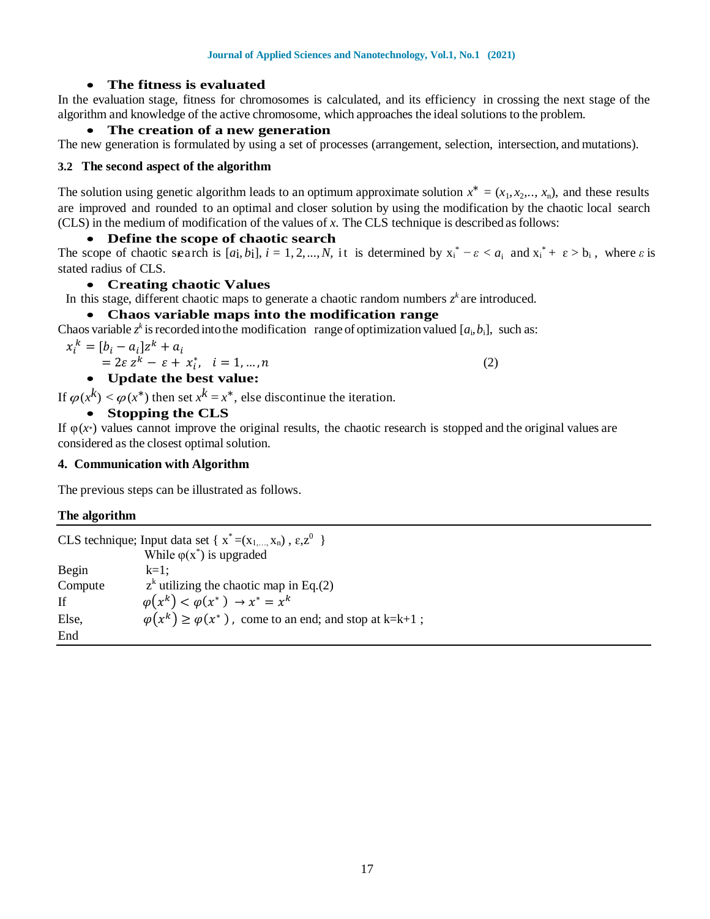- **The fitness is evaluated**

In the evaluation stage, fitness for chromosomes is calculated, and its efficiency in crossing the next stage of the algorithm and knowledge of the active chromosome, which approaches the ideal solutions to the problem.

- **The creation of a new generation**

The new generation is formulated by using a set of processes (arrangement, selection, intersection, and mutations).

### 3.2 The second aspect of the algorithm

The solution using genetic algorithm leads to an optimum approximate solution $x^* = (x_1, x_2,.., x_n)$, and these results are improved and rounded to an optimal and closer solution by using the modification by the chaotic local search (CLS) in the medium of modification of the values of $x$. The CLS technique is described as follows:

- **Define the scope of chaotic search**

The scope of chaotic search is $[a_i, b_i]$, $i = 1, 2, ..., N$, it is determined by $x_i^* - \varepsilon < a_i$ and $x_i^* + \varepsilon > b_i$, where $\varepsilon$ is stated radius of CLS.

- **Creating chaotic Values**

In this stage, different chaotic maps to generate a chaotic random numbers $z^k$ are introduced.

- **Chaos variable maps into the modification range**

Chaos variable $z^k$ is recorded into the modification range of optimization valued $[a_i, b_i]$, such as:

$$x_i^k = [b_i - a_i]z^k + a_i$$
$$= 2\varepsilon\, z^k - \varepsilon + x_i^*, \quad i = 1, \dots, n \tag{2}$$

- **Update the best value:**

If $\varphi(x^k) < \varphi(x^*)$ then set $x^k = x^*$, else discontinue the iteration.

- **Stopping the CLS**

If $\varphi(x^*)$ values cannot improve the original results, the chaotic research is stopped and the original values are considered as the closest optimal solution.

## 4. Communication with Algorithm

The previous steps can be illustrated as follows.

**The algorithm**

| | |
|---|---|
| CLS technique; Input data set { $x^* = (x_1, ..., x_n)$ , $\varepsilon, z^0$ } | |
| | While $\varphi(x^*)$ is upgraded |
| Begin | k=1; |
| Compute | $z^k$ utilizing the chaotic map in Eq.(2) |
| If | $\varphi(x^k) < \varphi(x^*) \rightarrow x^* = x^k$ |
| Else, | $\varphi(x^k) \geq \varphi(x^*)$ , come to an end; and stop at k=k+1 ; |
| End | |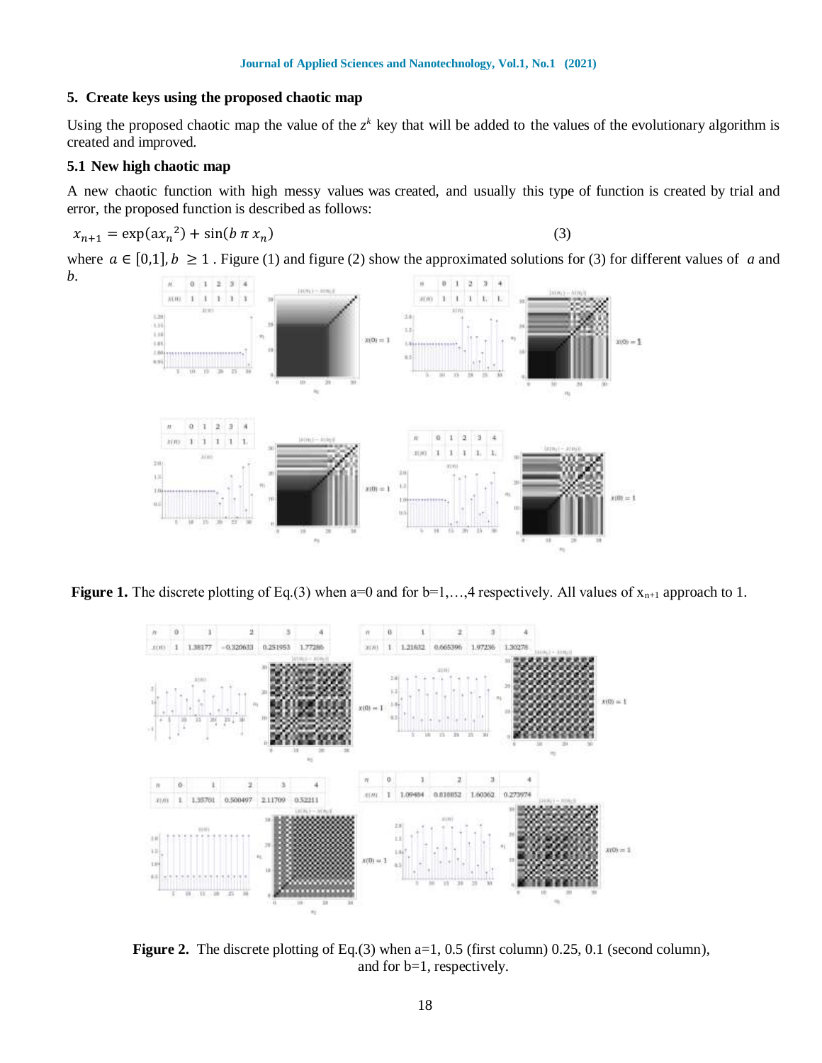## 5. Create keys using the proposed chaotic map

Using the proposed chaotic map the value of the $z^k$ key that will be added to the values of the evolutionary algorithm is created and improved.

### 5.1 New high chaotic map

A new chaotic function with high messy values was created, and usually this type of function is created by trial and error, the proposed function is described as follows:

$$x_{n+1} = \exp(\mathrm{a}{x_n}^2) + \sin(b\,\pi\,x_n) \tag{3}$$

where $a \in [0,1], b \geq 1$ . Figure (1) and figure (2) show the approximated solutions for (3) for different values of $a$ and $b$.

**Figure 1.** The discrete plotting of Eq.(3) when a=0 and for b=1,…,4 respectively. All values of $x_{n+1}$ approach to 1.

**Figure 2.** The discrete plotting of Eq.(3) when a=1, 0.5 (first column) 0.25, 0.1 (second column), and for b=1, respectively.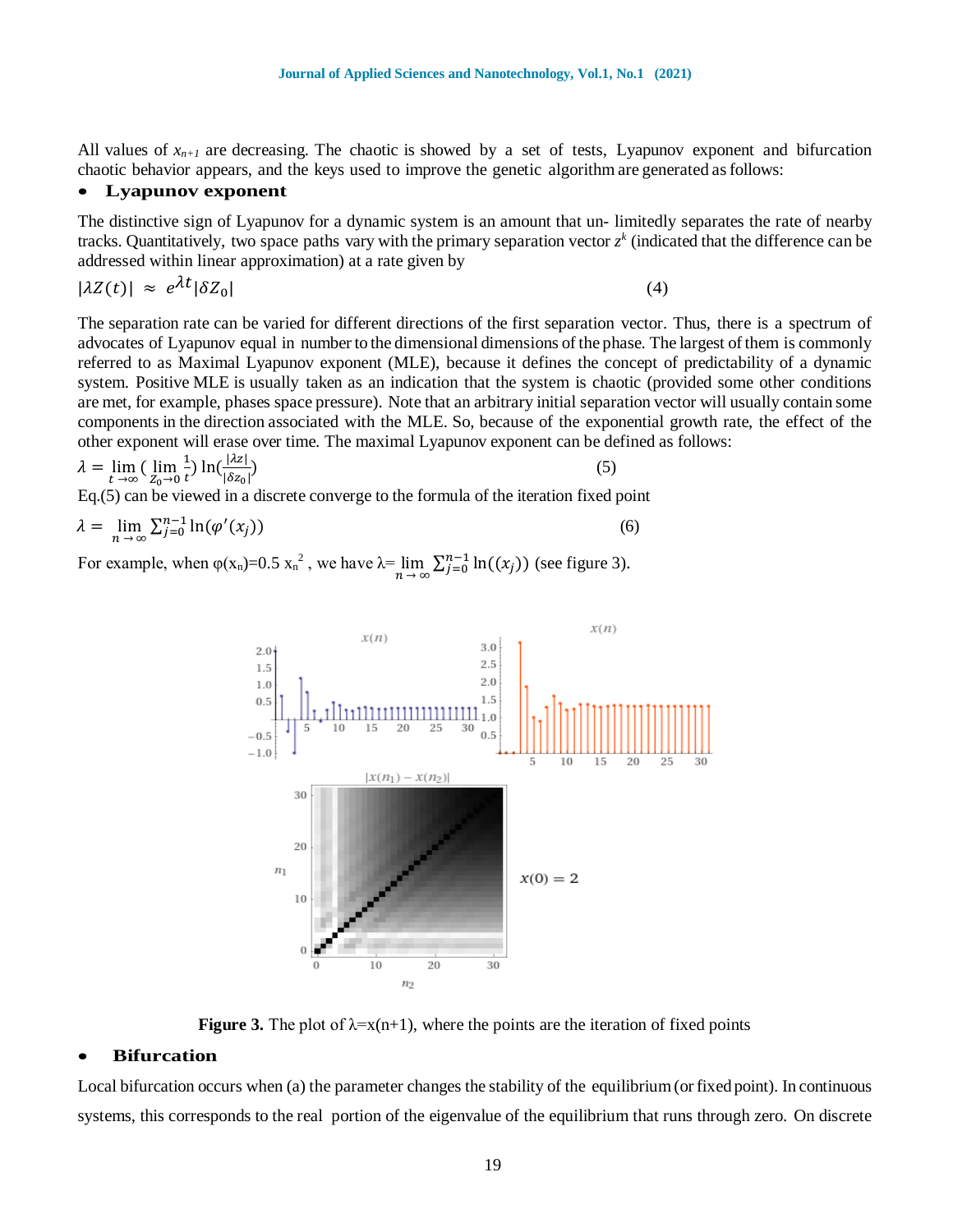All values of $x_{n+1}$ are decreasing. The chaotic is showed by a set of tests, Lyapunov exponent and bifurcation chaotic behavior appears, and the keys used to improve the genetic algorithm are generated as follows:

- **Lyapunov exponent**

The distinctive sign of Lyapunov for a dynamic system is an amount that un- limitedly separates the rate of nearby tracks. Quantitatively, two space paths vary with the primary separation vector $z^k$ (indicated that the difference can be addressed within linear approximation) at a rate given by

$$|\lambda Z(t)| \approx e^{\lambda t}|\delta Z_0| \tag{4}$$

The separation rate can be varied for different directions of the first separation vector. Thus, there is a spectrum of advocates of Lyapunov equal in number to the dimensional dimensions of the phase. The largest of them is commonly referred to as Maximal Lyapunov exponent (MLE), because it defines the concept of predictability of a dynamic system. Positive MLE is usually taken as an indication that the system is chaotic (provided some other conditions are met, for example, phases space pressure). Note that an arbitrary initial separation vector will usually contain some components in the direction associated with the MLE. So, because of the exponential growth rate, the effect of the other exponent will erase over time. The maximal Lyapunov exponent can be defined as follows:

$$\lambda = \lim_{t \to \infty} \left( \lim_{Z_0 \to 0} \frac{1}{t} \right) \ln\left(\frac{|\lambda z|}{|\delta z_0|}\right) \tag{5}$$

Eq.(5) can be viewed in a discrete converge to the formula of the iteration fixed point

$$\lambda = \lim_{n \to \infty} \sum_{j=0}^{n-1} \ln(\varphi'(x_j)) \tag{6}$$

For example, when $\varphi(x_n)=0.5\, x_n^2$ , we have $\lambda = \lim_{n \to \infty} \sum_{j=0}^{n-1} \ln((x_j))$ (see figure 3).

**Figure 3.** The plot of $\lambda$=x(n+1), where the points are the iteration of fixed points

- **Bifurcation**

Local bifurcation occurs when (a) the parameter changes the stability of the equilibrium (or fixed point). In continuous systems, this corresponds to the real portion of the eigenvalue of the equilibrium that runs through zero. On discrete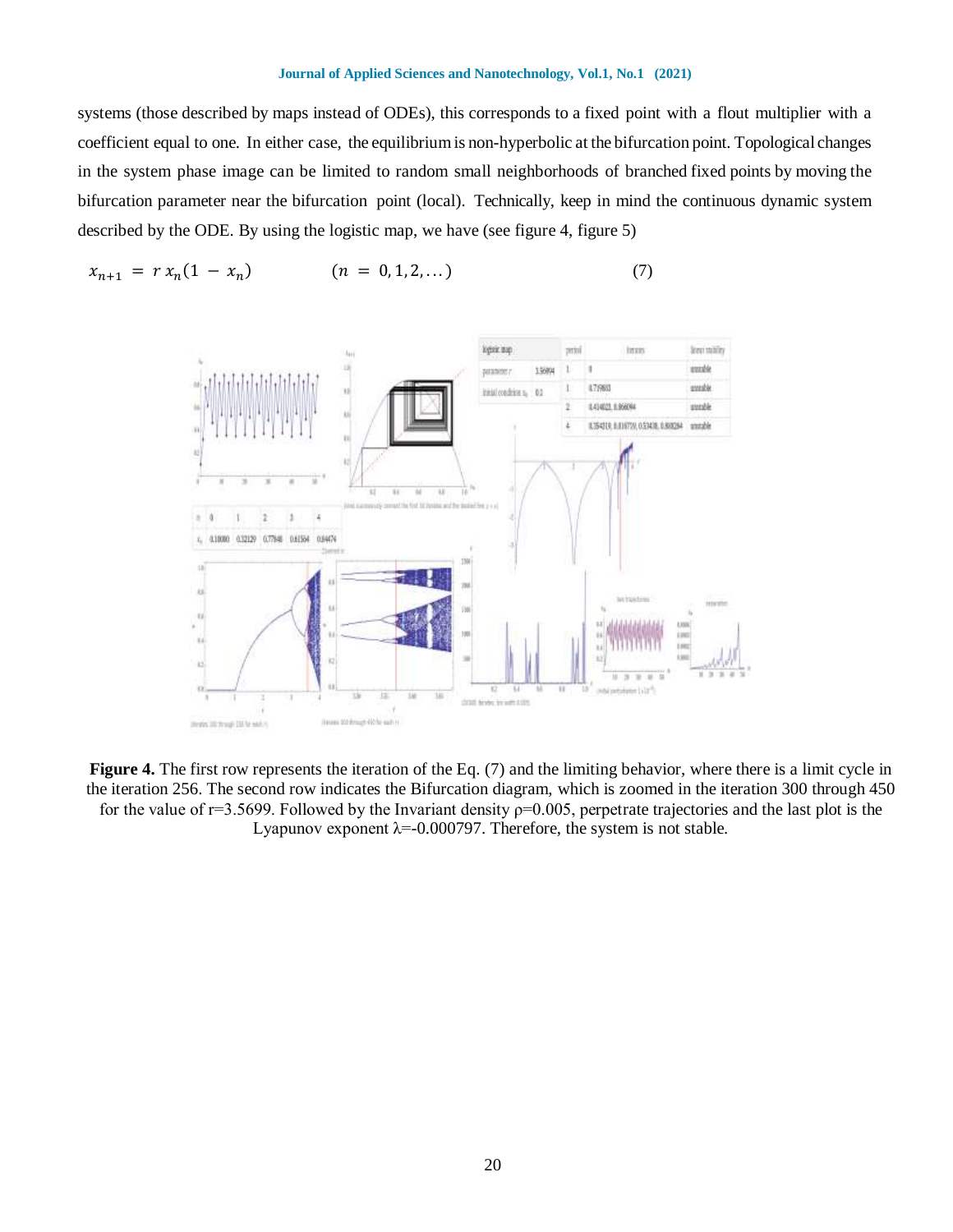systems (those described by maps instead of ODEs), this corresponds to a fixed point with a flout multiplier with a coefficient equal to one. In either case, the equilibrium is non-hyperbolic at the bifurcation point. Topological changes in the system phase image can be limited to random small neighborhoods of branched fixed points by moving the bifurcation parameter near the bifurcation point (local). Technically, keep in mind the continuous dynamic system described by the ODE. By using the logistic map, we have (see figure 4, figure 5)

$$x_{n+1} = r\,x_n(1 - x_n) \qquad (n = 0, 1, 2, \dots) \tag{7}$$

**Figure 4.** The first row represents the iteration of the Eq. (7) and the limiting behavior, where there is a limit cycle in the iteration 256. The second row indicates the Bifurcation diagram, which is zoomed in the iteration 300 through 450 for the value of r=3.5699. Followed by the Invariant density ρ=0.005, perpetrate trajectories and the last plot is the Lyapunov exponent λ=-0.000797. Therefore, the system is not stable.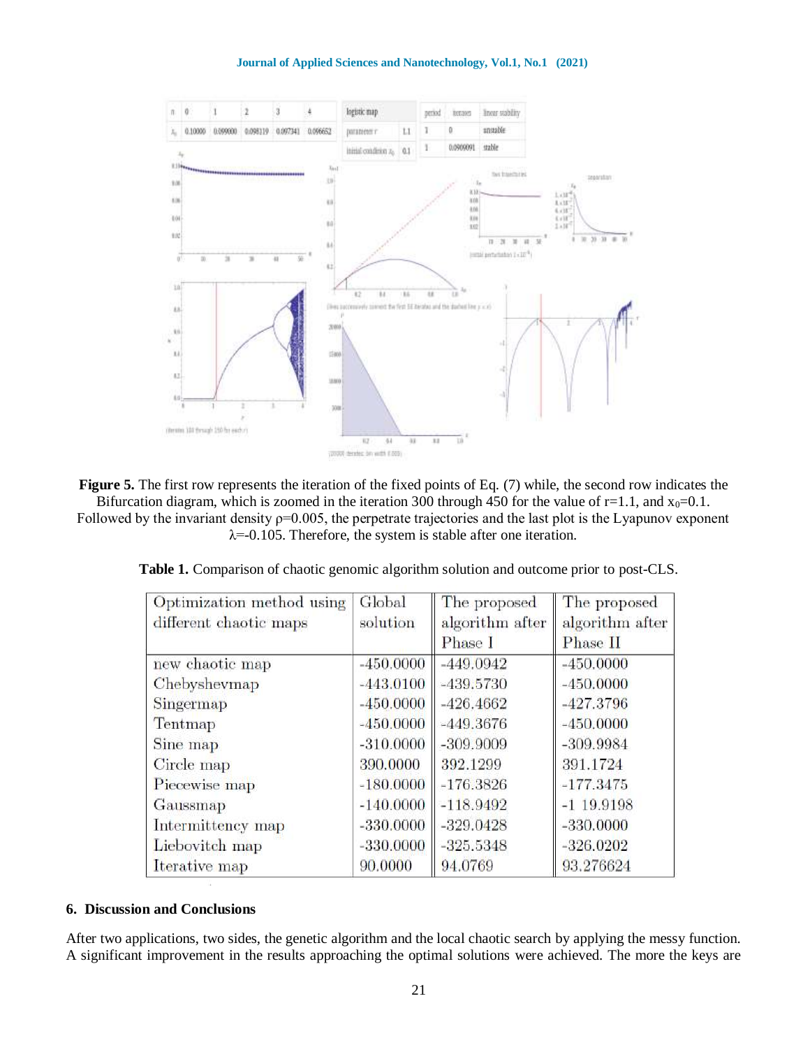**Figure 5.** The first row represents the iteration of the fixed points of Eq. (7) while, the second row indicates the Bifurcation diagram, which is zoomed in the iteration 300 through 450 for the value of r=1.1, and $x_0$=0.1. Followed by the invariant density ρ=0.005, the perpetrate trajectories and the last plot is the Lyapunov exponent λ=-0.105. Therefore, the system is stable after one iteration.

**Table 1.** Comparison of chaotic genomic algorithm solution and outcome prior to post-CLS.

| Optimization method using different chaotic maps | Global solution | The proposed algorithm after Phase I | The proposed algorithm after Phase II |
|---|---|---|---|
| new chaotic map | -450.0000 | -449.0942 | -450.0000 |
| Chebyshevmap | -443.0100 | -439.5730 | -450.0000 |
| Singermap | -450.0000 | -426.4662 | -427.3796 |
| Tentmap | -450.0000 | -449.3676 | -450.0000 |
| Sine map | -310.0000 | -309.9009 | -309.9984 |
| Circle map | 390.0000 | 392.1299 | 391.1724 |
| Piecewise map | -180.0000 | -176.3826 | -177.3475 |
| Gaussmap | -140.0000 | -118.9492 | -1 19.9198 |
| Intermittency map | -330.0000 | -329.0428 | -330.0000 |
| Liebovitch map | -330.0000 | -325.5348 | -326.0202 |
| Iterative map | 90.0000 | 94.0769 | 93.276624 |

### 6. Discussion and Conclusions

After two applications, two sides, the genetic algorithm and the local chaotic search by applying the messy function. A significant improvement in the results approaching the optimal solutions were achieved. The more the keys are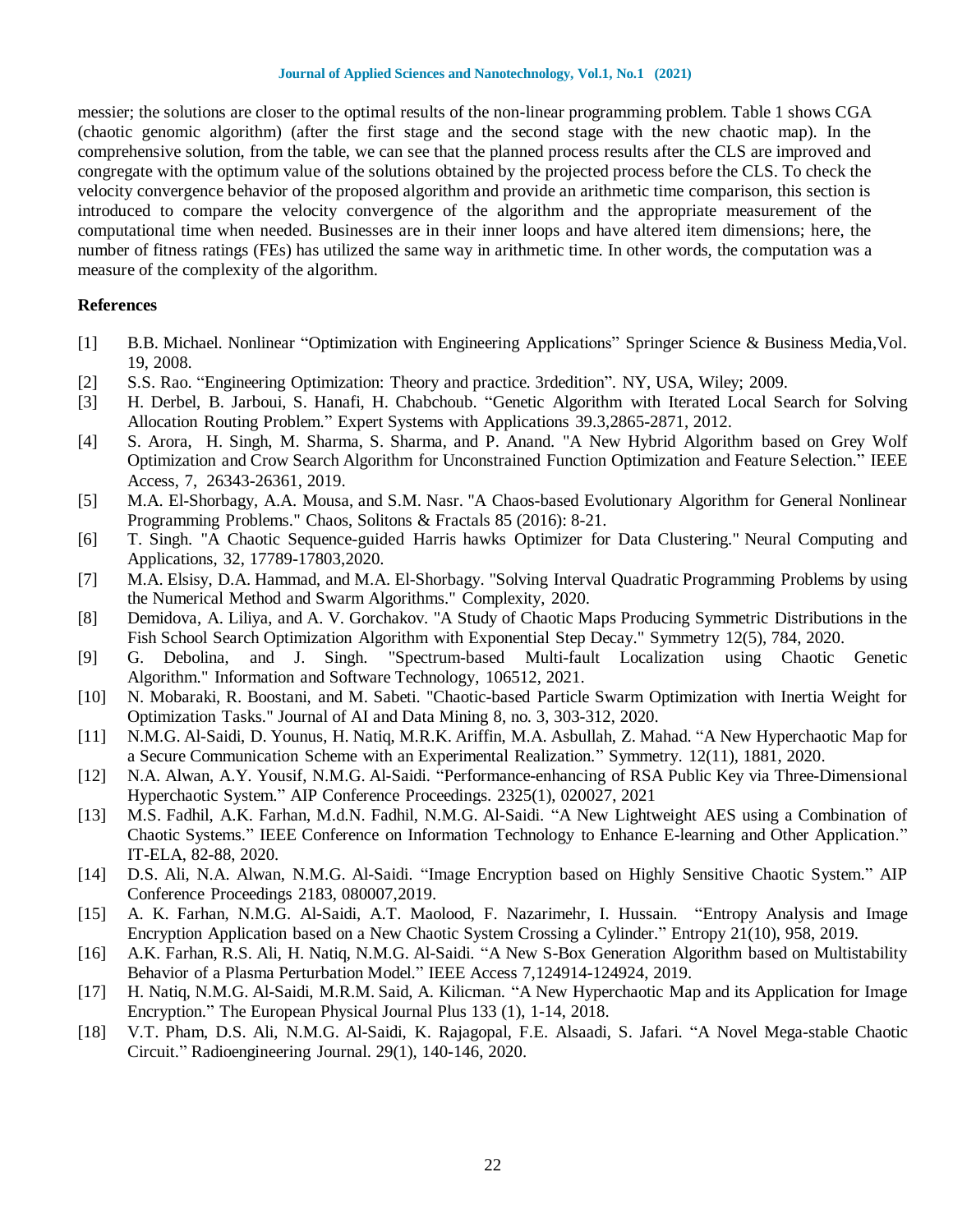messier; the solutions are closer to the optimal results of the non-linear programming problem. Table 1 shows CGA (chaotic genomic algorithm) (after the first stage and the second stage with the new chaotic map). In the comprehensive solution, from the table, we can see that the planned process results after the CLS are improved and congregate with the optimum value of the solutions obtained by the projected process before the CLS. To check the velocity convergence behavior of the proposed algorithm and provide an arithmetic time comparison, this section is introduced to compare the velocity convergence of the algorithm and the appropriate measurement of the computational time when needed. Businesses are in their inner loops and have altered item dimensions; here, the number of fitness ratings (FEs) has utilized the same way in arithmetic time. In other words, the computation was a measure of the complexity of the algorithm.

### References

[1] B.B. Michael. Nonlinear "Optimization with Engineering Applications" Springer Science & Business Media,Vol. 19, 2008.

[2] S.S. Rao. "Engineering Optimization: Theory and practice. 3rdedition". NY, USA, Wiley; 2009.

[3] H. Derbel, B. Jarboui, S. Hanafi, H. Chabchoub. "Genetic Algorithm with Iterated Local Search for Solving Allocation Routing Problem." Expert Systems with Applications 39.3,2865-2871, 2012.

[4] S. Arora, H. Singh, M. Sharma, S. Sharma, and P. Anand. "A New Hybrid Algorithm based on Grey Wolf Optimization and Crow Search Algorithm for Unconstrained Function Optimization and Feature Selection." IEEE Access, 7, 26343-26361, 2019.

[5] M.A. El-Shorbagy, A.A. Mousa, and S.M. Nasr. "A Chaos-based Evolutionary Algorithm for General Nonlinear Programming Problems." Chaos, Solitons & Fractals 85 (2016): 8-21.

[6] T. Singh. "A Chaotic Sequence-guided Harris hawks Optimizer for Data Clustering." Neural Computing and Applications, 32, 17789-17803,2020.

[7] M.A. Elsisy, D.A. Hammad, and M.A. El-Shorbagy. "Solving Interval Quadratic Programming Problems by using the Numerical Method and Swarm Algorithms." Complexity, 2020.

[8] Demidova, A. Liliya, and A. V. Gorchakov. "A Study of Chaotic Maps Producing Symmetric Distributions in the Fish School Search Optimization Algorithm with Exponential Step Decay." Symmetry 12(5), 784, 2020.

[9] G. Debolina, and J. Singh. "Spectrum-based Multi-fault Localization using Chaotic Genetic Algorithm." Information and Software Technology, 106512, 2021.

[10] N. Mobaraki, R. Boostani, and M. Sabeti. "Chaotic-based Particle Swarm Optimization with Inertia Weight for Optimization Tasks." Journal of AI and Data Mining 8, no. 3, 303-312, 2020.

[11] N.M.G. Al-Saidi, D. Younus, H. Natiq, M.R.K. Ariffin, M.A. Asbullah, Z. Mahad. "A New Hyperchaotic Map for a Secure Communication Scheme with an Experimental Realization." Symmetry. 12(11), 1881, 2020.

[12] N.A. Alwan, A.Y. Yousif, N.M.G. Al-Saidi. "Performance-enhancing of RSA Public Key via Three-Dimensional Hyperchaotic System." AIP Conference Proceedings. 2325(1), 020027, 2021

[13] M.S. Fadhil, A.K. Farhan, M.d.N. Fadhil, N.M.G. Al-Saidi. "A New Lightweight AES using a Combination of Chaotic Systems." IEEE Conference on Information Technology to Enhance E-learning and Other Application." IT-ELA, 82-88, 2020.

[14] D.S. Ali, N.A. Alwan, N.M.G. Al-Saidi. "Image Encryption based on Highly Sensitive Chaotic System." AIP Conference Proceedings 2183, 080007,2019.

[15] A. K. Farhan, N.M.G. Al-Saidi, A.T. Maolood, F. Nazarimehr, I. Hussain. "Entropy Analysis and Image Encryption Application based on a New Chaotic System Crossing a Cylinder." Entropy 21(10), 958, 2019.

[16] A.K. Farhan, R.S. Ali, H. Natiq, N.M.G. Al-Saidi. "A New S-Box Generation Algorithm based on Multistability Behavior of a Plasma Perturbation Model." IEEE Access 7,124914-124924, 2019.

[17] H. Natiq, N.M.G. Al-Saidi, M.R.M. Said, A. Kilicman. "A New Hyperchaotic Map and its Application for Image Encryption." The European Physical Journal Plus 133 (1), 1-14, 2018.

[18] V.T. Pham, D.S. Ali, N.M.G. Al-Saidi, K. Rajagopal, F.E. Alsaadi, S. Jafari. "A Novel Mega-stable Chaotic Circuit." Radioengineering Journal. 29(1), 140-146, 2020.